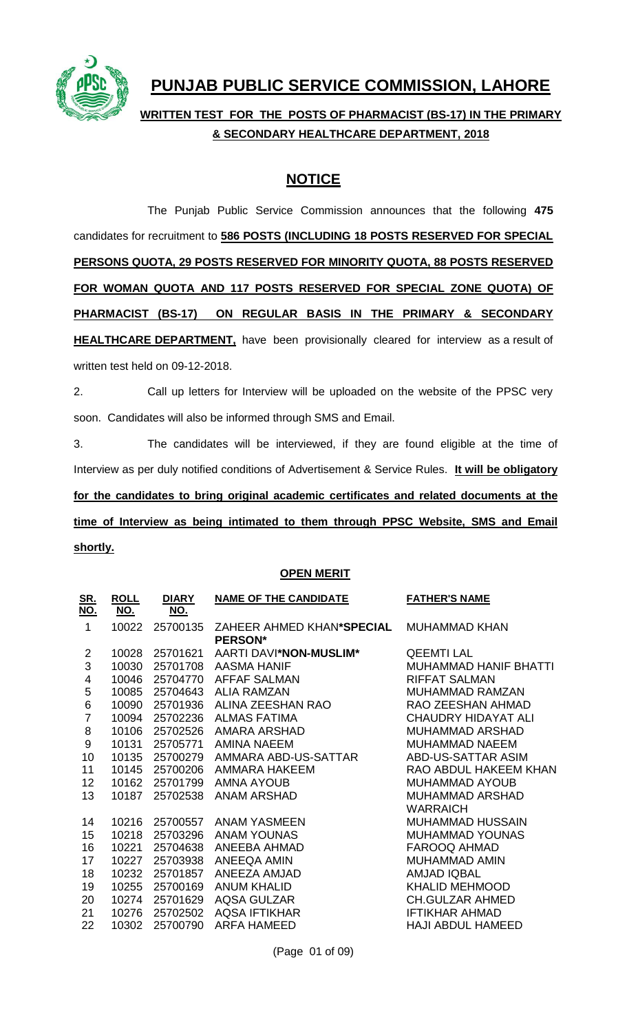# PUNJAB PUBLIC SERVICE COMMISSION, LAHORE

## WRITTEN TEST FOR THE POSTS OF PHARMACIST (BS-17) IN THE PRIMARY & SECONDARY HEALTHCARE DEPARTMENT, 2018

## NOTICE

The Punjab Public Service Commission announces that the following **475** candidates for recruitment to **586 POSTS (INCLUDING 18 POSTS RESERVED FOR SPECIAL PERSONS QUOTA, 29 POSTS RESERVED FOR MINORITY QUOTA, 88 POSTS RESERVED FOR WOMAN QUOTA AND 117 POSTS RESERVED FOR SPECIAL ZONE QUOTA) OF PHARMACIST (BS-17) ON REGULAR BASIS IN THE PRIMARY & SECONDARY HEALTHCARE DEPARTMENT,** have been provisionally cleared for interview as a result of written test held on 09-12-2018.

2. Call up letters for Interview will be uploaded on the website of the PPSC very soon. Candidates will also be informed through SMS and Email.

3. The candidates will be interviewed, if they are found eligible at the time of Interview as per duly notified conditions of Advertisement & Service Rules. **It will be obligatory for the candidates to bring original academic certificates and related documents at the time of Interview as being intimated to them through PPSC Website, SMS and Email shortly.**

### OPEN MERIT

| SR. NO. | ROLL NO. | DIARY NO. | NAME OF THE CANDIDATE | FATHER'S NAME |
|---|---|---|---|---|
| 1 | 10022 | 25700135 | ZAHEER AHMED KHAN***SPECIAL PERSON*** | MUHAMMAD KHAN |
| 2 | 10028 | 25701621 | AARTI DAVI***NON-MUSLIM*** | QEEMTI LAL |
| 3 | 10030 | 25701708 | AASMA HANIF | MUHAMMAD HANIF BHATTI |
| 4 | 10046 | 25704770 | AFFAF SALMAN | RIFFAT SALMAN |
| 5 | 10085 | 25704643 | ALIA RAMZAN | MUHAMMAD RAMZAN |
| 6 | 10090 | 25701936 | ALINA ZEESHAN RAO | RAO ZEESHAN AHMAD |
| 7 | 10094 | 25702236 | ALMAS FATIMA | CHAUDRY HIDAYAT ALI |
| 8 | 10106 | 25702526 | AMARA ARSHAD | MUHAMMAD ARSHAD |
| 9 | 10131 | 25705771 | AMINA NAEEM | MUHAMMAD NAEEM |
| 10 | 10135 | 25700279 | AMMARA ABD-US-SATTAR | ABD-US-SATTAR ASIM |
| 11 | 10145 | 25700206 | AMMARA HAKEEM | RAO ABDUL HAKEEM KHAN |
| 12 | 10162 | 25701799 | AMNA AYOUB | MUHAMMAD AYOUB |
| 13 | 10187 | 25702538 | ANAM ARSHAD | MUHAMMAD ARSHAD WARRAICH |
| 14 | 10216 | 25700557 | ANAM YASMEEN | MUHAMMAD HUSSAIN |
| 15 | 10218 | 25703296 | ANAM YOUNAS | MUHAMMAD YOUNAS |
| 16 | 10221 | 25704638 | ANEEBA AHMAD | FAROOQ AHMAD |
| 17 | 10227 | 25703938 | ANEEQA AMIN | MUHAMMAD AMIN |
| 18 | 10232 | 25701857 | ANEEZA AMJAD | AMJAD IQBAL |
| 19 | 10255 | 25700169 | ANUM KHALID | KHALID MEHMOOD |
| 20 | 10274 | 25701629 | AQSA GULZAR | CH.GULZAR AHMED |
| 21 | 10276 | 25702502 | AQSA IFTIKHAR | IFTIKHAR AHMAD |
| 22 | 10302 | 25700790 | ARFA HAMEED | HAJI ABDUL HAMEED |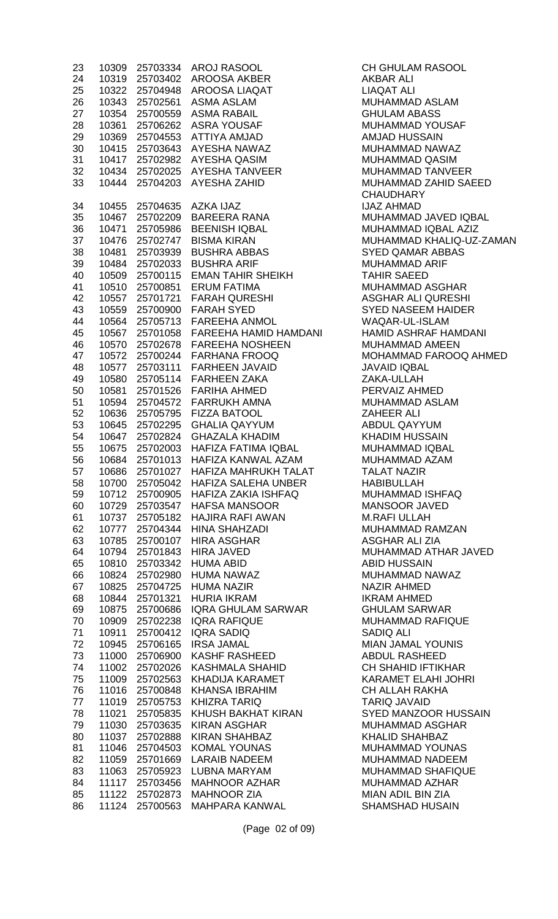| | | | | |
|---|---|---|---|---|
| 23 | 10309 | 25703334 | AROJ RASOOL | CH GHULAM RASOOL |
| 24 | 10319 | 25703402 | AROOSA AKBER | AKBAR ALI |
| 25 | 10322 | 25704948 | AROOSA LIAQAT | LIAQAT ALI |
| 26 | 10343 | 25702561 | ASMA ASLAM | MUHAMMAD ASLAM |
| 27 | 10354 | 25700559 | ASMA RABAIL | GHULAM ABASS |
| 28 | 10361 | 25706262 | ASRA YOUSAF | MUHAMMAD YOUSAF |
| 29 | 10369 | 25704553 | ATTIYA AMJAD | AMJAD HUSSAIN |
| 30 | 10415 | 25703643 | AYESHA NAWAZ | MUHAMMAD NAWAZ |
| 31 | 10417 | 25702982 | AYESHA QASIM | MUHAMMAD QASIM |
| 32 | 10434 | 25702025 | AYESHA TANVEER | MUHAMMAD TANVEER |
| 33 | 10444 | 25704203 | AYESHA ZAHID | MUHAMMAD ZAHID SAEED CHAUDHARY |
| 34 | 10455 | 25704635 | AZKA IJAZ | IJAZ AHMAD |
| 35 | 10467 | 25702209 | BAREERA RANA | MUHAMMAD JAVED IQBAL |
| 36 | 10471 | 25705986 | BEENISH IQBAL | MUHAMMAD IQBAL AZIZ |
| 37 | 10476 | 25702747 | BISMA KIRAN | MUHAMMAD KHALIQ-UZ-ZAMAN |
| 38 | 10481 | 25703939 | BUSHRA ABBAS | SYED QAMAR ABBAS |
| 39 | 10484 | 25702033 | BUSHRA ARIF | MUHAMMAD ARIF |
| 40 | 10509 | 25700115 | EMAN TAHIR SHEIKH | TAHIR SAEED |
| 41 | 10510 | 25700851 | ERUM FATIMA | MUHAMMAD ASGHAR |
| 42 | 10557 | 25701721 | FARAH QURESHI | ASGHAR ALI QURESHI |
| 43 | 10559 | 25700900 | FARAH SYED | SYED NASEEM HAIDER |
| 44 | 10564 | 25705713 | FAREEHA ANMOL | WAQAR-UL-ISLAM |
| 45 | 10567 | 25701058 | FAREEHA HAMID HAMDANI | HAMID ASHRAF HAMDANI |
| 46 | 10570 | 25702678 | FAREEHA NOSHEEN | MUHAMMAD AMEEN |
| 47 | 10572 | 25700244 | FARHANA FROOQ | MOHAMMAD FAROOQ AHMED |
| 48 | 10577 | 25703111 | FARHEEN JAVAID | JAVAID IQBAL |
| 49 | 10580 | 25705114 | FARHEEN ZAKA | ZAKA-ULLAH |
| 50 | 10581 | 25701526 | FARIHA AHMED | PERVAIZ AHMED |
| 51 | 10594 | 25704572 | FARRUKH AMNA | MUHAMMAD ASLAM |
| 52 | 10636 | 25705795 | FIZZA BATOOL | ZAHEER ALI |
| 53 | 10645 | 25702295 | GHALIA QAYYUM | ABDUL QAYYUM |
| 54 | 10647 | 25702824 | GHAZALA KHADIM | KHADIM HUSSAIN |
| 55 | 10675 | 25702003 | HAFIZA FATIMA IQBAL | MUHAMMAD IQBAL |
| 56 | 10684 | 25701013 | HAFIZA KANWAL AZAM | MUHAMMAD AZAM |
| 57 | 10686 | 25701027 | HAFIZA MAHRUKH TALAT | TALAT NAZIR |
| 58 | 10700 | 25705042 | HAFIZA SALEHA UNBER | HABIBULLAH |
| 59 | 10712 | 25700905 | HAFIZA ZAKIA ISHFAQ | MUHAMMAD ISHFAQ |
| 60 | 10729 | 25703547 | HAFSA MANSOOR | MANSOOR JAVED |
| 61 | 10737 | 25705182 | HAJIRA RAFI AWAN | M.RAFI ULLAH |
| 62 | 10777 | 25704344 | HINA SHAHZADI | MUHAMMAD RAMZAN |
| 63 | 10785 | 25700107 | HIRA ASGHAR | ASGHAR ALI ZIA |
| 64 | 10794 | 25701843 | HIRA JAVED | MUHAMMAD ATHAR JAVED |
| 65 | 10810 | 25703342 | HUMA ABID | ABID HUSSAIN |
| 66 | 10824 | 25702980 | HUMA NAWAZ | MUHAMMAD NAWAZ |
| 67 | 10825 | 25704725 | HUMA NAZIR | NAZIR AHMED |
| 68 | 10844 | 25701321 | HURIA IKRAM | IKRAM AHMED |
| 69 | 10875 | 25700686 | IQRA GHULAM SARWAR | GHULAM SARWAR |
| 70 | 10909 | 25702238 | IQRA RAFIQUE | MUHAMMAD RAFIQUE |
| 71 | 10911 | 25700412 | IQRA SADIQ | SADIQ ALI |
| 72 | 10945 | 25706165 | IRSA JAMAL | MIAN JAMAL YOUNIS |
| 73 | 11000 | 25706900 | KASHF RASHEED | ABDUL RASHEED |
| 74 | 11002 | 25702026 | KASHMALA SHAHID | CH SHAHID IFTIKHAR |
| 75 | 11009 | 25702563 | KHADIJA KARAMET | KARAMET ELAHI JOHRI |
| 76 | 11016 | 25700848 | KHANSA IBRAHIM | CH ALLAH RAKHA |
| 77 | 11019 | 25705753 | KHIZRA TARIQ | TARIQ JAVAID |
| 78 | 11021 | 25705835 | KHUSH BAKHAT KIRAN | SYED MANZOOR HUSSAIN |
| 79 | 11030 | 25703635 | KIRAN ASGHAR | MUHAMMAD ASGHAR |
| 80 | 11037 | 25702888 | KIRAN SHAHBAZ | KHALID SHAHBAZ |
| 81 | 11046 | 25704503 | KOMAL YOUNAS | MUHAMMAD YOUNAS |
| 82 | 11059 | 25701669 | LARAIB NADEEM | MUHAMMAD NADEEM |
| 83 | 11063 | 25705923 | LUBNA MARYAM | MUHAMMAD SHAFIQUE |
| 84 | 11117 | 25703456 | MAHNOOR AZHAR | MUHAMMAD AZHAR |
| 85 | 11122 | 25702873 | MAHNOOR ZIA | MIAN ADIL BIN ZIA |
| 86 | 11124 | 25700563 | MAHPARA KANWAL | SHAMSHAD HUSAIN |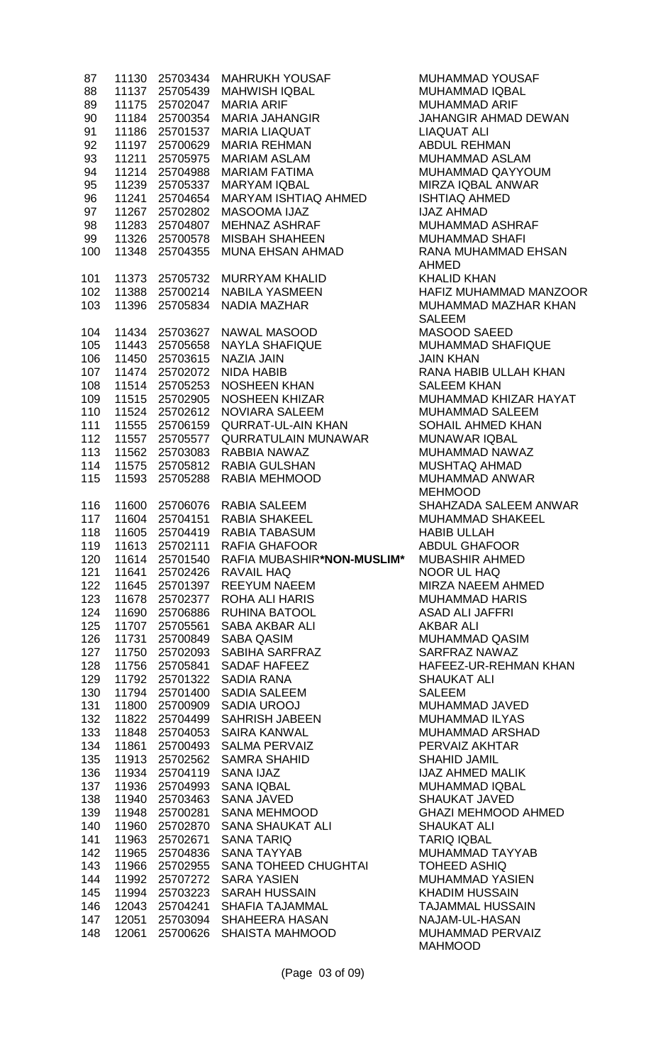| | | | | |
|---|---|---|---|---|
| 87 | 11130 | 25703434 | MAHRUKH YOUSAF | MUHAMMAD YOUSAF |
| 88 | 11137 | 25705439 | MAHWISH IQBAL | MUHAMMAD IQBAL |
| 89 | 11175 | 25702047 | MARIA ARIF | MUHAMMAD ARIF |
| 90 | 11184 | 25700354 | MARIA JAHANGIR | JAHANGIR AHMAD DEWAN |
| 91 | 11186 | 25701537 | MARIA LIAQUAT | LIAQUAT ALI |
| 92 | 11197 | 25700629 | MARIA REHMAN | ABDUL REHMAN |
| 93 | 11211 | 25705975 | MARIAM ASLAM | MUHAMMAD ASLAM |
| 94 | 11214 | 25704988 | MARIAM FATIMA | MUHAMMAD QAYYOUM |
| 95 | 11239 | 25705337 | MARYAM IQBAL | MIRZA IQBAL ANWAR |
| 96 | 11241 | 25704654 | MARYAM ISHTIAQ AHMED | ISHTIAQ AHMED |
| 97 | 11267 | 25702802 | MASOOMA IJAZ | IJAZ AHMAD |
| 98 | 11283 | 25704807 | MEHNAZ ASHRAF | MUHAMMAD ASHRAF |
| 99 | 11326 | 25700578 | MISBAH SHAHEEN | MUHAMMAD SHAFI |
| 100 | 11348 | 25704355 | MUNA EHSAN AHMAD | RANA MUHAMMAD EHSAN AHMED |
| 101 | 11373 | 25705732 | MURRYAM KHALID | KHALID KHAN |
| 102 | 11388 | 25700214 | NABILA YASMEEN | HAFIZ MUHAMMAD MANZOOR |
| 103 | 11396 | 25705834 | NADIA MAZHAR | MUHAMMAD MAZHAR KHAN SALEEM |
| 104 | 11434 | 25703627 | NAWAL MASOOD | MASOOD SAEED |
| 105 | 11443 | 25705658 | NAYLA SHAFIQUE | MUHAMMAD SHAFIQUE |
| 106 | 11450 | 25703615 | NAZIA JAIN | JAIN KHAN |
| 107 | 11474 | 25702072 | NIDA HABIB | RANA HABIB ULLAH KHAN |
| 108 | 11514 | 25705253 | NOSHEEN KHAN | SALEEM KHAN |
| 109 | 11515 | 25702905 | NOSHEEN KHIZAR | MUHAMMAD KHIZAR HAYAT |
| 110 | 11524 | 25702612 | NOVIARA SALEEM | MUHAMMAD SALEEM |
| 111 | 11555 | 25706159 | QURRAT-UL-AIN KHAN | SOHAIL AHMED KHAN |
| 112 | 11557 | 25705577 | QURRATULAIN MUNAWAR | MUNAWAR IQBAL |
| 113 | 11562 | 25703083 | RABBIA NAWAZ | MUHAMMAD NAWAZ |
| 114 | 11575 | 25705812 | RABIA GULSHAN | MUSHTAQ AHMAD |
| 115 | 11593 | 25705288 | RABIA MEHMOOD | MUHAMMAD ANWAR MEHMOOD |
| 116 | 11600 | 25706076 | RABIA SALEEM | SHAHZADA SALEEM ANWAR |
| 117 | 11604 | 25704151 | RABIA SHAKEEL | MUHAMMAD SHAKEEL |
| 118 | 11605 | 25704419 | RABIA TABASUM | HABIB ULLAH |
| 119 | 11613 | 25702111 | RAFIA GHAFOOR | ABDUL GHAFOOR |
| 120 | 11614 | 25701540 | RAFIA MUBASHIR**\*NON-MUSLIM\*** | MUBASHIR AHMED |
| 121 | 11641 | 25702426 | RAVAIL HAQ | NOOR UL HAQ |
| 122 | 11645 | 25701397 | REEYUM NAEEM | MIRZA NAEEM AHMED |
| 123 | 11678 | 25702377 | ROHA ALI HARIS | MUHAMMAD HARIS |
| 124 | 11690 | 25706886 | RUHINA BATOOL | ASAD ALI JAFFRI |
| 125 | 11707 | 25705561 | SABA AKBAR ALI | AKBAR ALI |
| 126 | 11731 | 25700849 | SABA QASIM | MUHAMMAD QASIM |
| 127 | 11750 | 25702093 | SABIHA SARFRAZ | SARFRAZ NAWAZ |
| 128 | 11756 | 25705841 | SADAF HAFEEZ | HAFEEZ-UR-REHMAN KHAN |
| 129 | 11792 | 25701322 | SADIA RANA | SHAUKAT ALI |
| 130 | 11794 | 25701400 | SADIA SALEEM | SALEEM |
| 131 | 11800 | 25700909 | SADIA UROOJ | MUHAMMAD JAVED |
| 132 | 11822 | 25704499 | SAHRISH JABEEN | MUHAMMAD ILYAS |
| 133 | 11848 | 25704053 | SAIRA KANWAL | MUHAMMAD ARSHAD |
| 134 | 11861 | 25700493 | SALMA PERVAIZ | PERVAIZ AKHTAR |
| 135 | 11913 | 25702562 | SAMRA SHAHID | SHAHID JAMIL |
| 136 | 11934 | 25704119 | SANA IJAZ | IJAZ AHMED MALIK |
| 137 | 11936 | 25704993 | SANA IQBAL | MUHAMMAD IQBAL |
| 138 | 11940 | 25703463 | SANA JAVED | SHAUKAT JAVED |
| 139 | 11948 | 25700281 | SANA MEHMOOD | GHAZI MEHMOOD AHMED |
| 140 | 11960 | 25702870 | SANA SHAUKAT ALI | SHAUKAT ALI |
| 141 | 11963 | 25702671 | SANA TARIQ | TARIQ IQBAL |
| 142 | 11965 | 25704836 | SANA TAYYAB | MUHAMMAD TAYYAB |
| 143 | 11966 | 25702955 | SANA TOHEED CHUGHTAI | TOHEED ASHIQ |
| 144 | 11992 | 25707272 | SARA YASIEN | MUHAMMAD YASIEN |
| 145 | 11994 | 25703223 | SARAH HUSSAIN | KHADIM HUSSAIN |
| 146 | 12043 | 25704241 | SHAFIA TAJAMMAL | TAJAMMAL HUSSAIN |
| 147 | 12051 | 25703094 | SHAHEERA HASAN | NAJAM-UL-HASAN |
| 148 | 12061 | 25700626 | SHAISTA MAHMOOD | MUHAMMAD PERVAIZ MAHMOOD |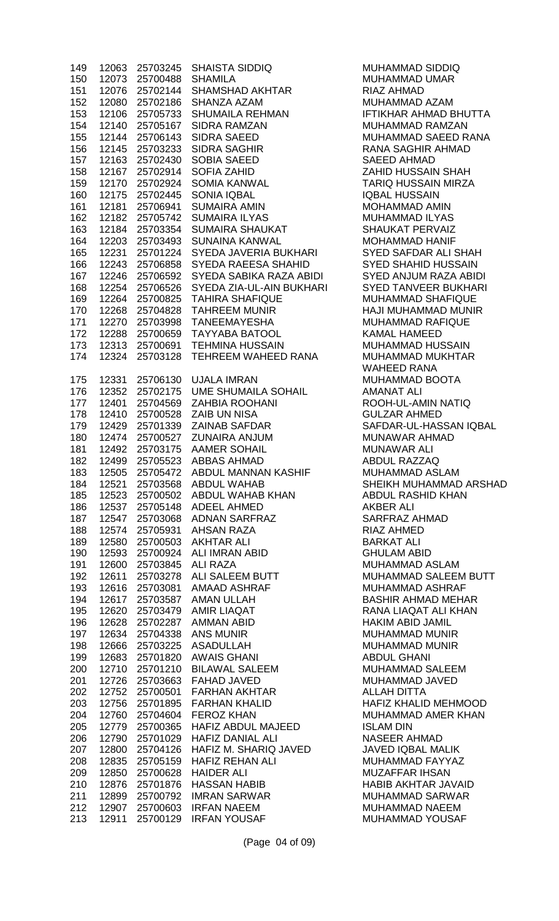| | | | | |
|---|---|---|---|---|
| 149 | 12063 | 25703245 | SHAISTA SIDDIQ | MUHAMMAD SIDDIQ |
| 150 | 12073 | 25700488 | SHAMILA | MUHAMMAD UMAR |
| 151 | 12076 | 25702144 | SHAMSHAD AKHTAR | RIAZ AHMAD |
| 152 | 12080 | 25702186 | SHANZA AZAM | MUHAMMAD AZAM |
| 153 | 12106 | 25705733 | SHUMAILA REHMAN | IFTIKHAR AHMAD BHUTTA |
| 154 | 12140 | 25705167 | SIDRA RAMZAN | MUHAMMAD RAMZAN |
| 155 | 12144 | 25706143 | SIDRA SAEED | MUHAMMAD SAEED RANA |
| 156 | 12145 | 25703233 | SIDRA SAGHIR | RANA SAGHIR AHMAD |
| 157 | 12163 | 25702430 | SOBIA SAEED | SAEED AHMAD |
| 158 | 12167 | 25702914 | SOFIA ZAHID | ZAHID HUSSAIN SHAH |
| 159 | 12170 | 25702924 | SOMIA KANWAL | TARIQ HUSSAIN MIRZA |
| 160 | 12175 | 25702445 | SONIA IQBAL | IQBAL HUSSAIN |
| 161 | 12181 | 25706941 | SUMAIRA AMIN | MOHAMMAD AMIN |
| 162 | 12182 | 25705742 | SUMAIRA ILYAS | MUHAMMAD ILYAS |
| 163 | 12184 | 25703354 | SUMAIRA SHAUKAT | SHAUKAT PERVAIZ |
| 164 | 12203 | 25703493 | SUNAINA KANWAL | MOHAMMAD HANIF |
| 165 | 12231 | 25701224 | SYEDA JAVERIA BUKHARI | SYED SAFDAR ALI SHAH |
| 166 | 12243 | 25706858 | SYEDA RAEESA SHAHID | SYED SHAHID HUSSAIN |
| 167 | 12246 | 25706592 | SYEDA SABIKA RAZA ABIDI | SYED ANJUM RAZA ABIDI |
| 168 | 12254 | 25706526 | SYEDA ZIA-UL-AIN BUKHARI | SYED TANVEER BUKHARI |
| 169 | 12264 | 25700825 | TAHIRA SHAFIQUE | MUHAMMAD SHAFIQUE |
| 170 | 12268 | 25704828 | TAHREEM MUNIR | HAJI MUHAMMAD MUNIR |
| 171 | 12270 | 25703998 | TANEEMAYESHA | MUHAMMAD RAFIQUE |
| 172 | 12288 | 25700659 | TAYYABA BATOOL | KAMAL HAMEED |
| 173 | 12313 | 25700691 | TEHMINA HUSSAIN | MUHAMMAD HUSSAIN |
| 174 | 12324 | 25703128 | TEHREEM WAHEED RANA | MUHAMMAD MUKHTAR WAHEED RANA |
| 175 | 12331 | 25706130 | UJALA IMRAN | MUHAMMAD BOOTA |
| 176 | 12352 | 25702175 | UME SHUMAILA SOHAIL | AMANAT ALI |
| 177 | 12401 | 25704569 | ZAHBIA ROOHANI | ROOH-UL-AMIN NATIQ |
| 178 | 12410 | 25700528 | ZAIB UN NISA | GULZAR AHMED |
| 179 | 12429 | 25701339 | ZAINAB SAFDAR | SAFDAR-UL-HASSAN IQBAL |
| 180 | 12474 | 25700527 | ZUNAIRA ANJUM | MUNAWAR AHMAD |
| 181 | 12492 | 25703175 | AAMER SOHAIL | MUNAWAR ALI |
| 182 | 12499 | 25705523 | ABBAS AHMAD | ABDUL RAZZAQ |
| 183 | 12505 | 25705472 | ABDUL MANNAN KASHIF | MUHAMMAD ASLAM |
| 184 | 12521 | 25703568 | ABDUL WAHAB | SHEIKH MUHAMMAD ARSHAD |
| 185 | 12523 | 25700502 | ABDUL WAHAB KHAN | ABDUL RASHID KHAN |
| 186 | 12537 | 25705148 | ADEEL AHMED | AKBER ALI |
| 187 | 12547 | 25703068 | ADNAN SARFRAZ | SARFRAZ AHMAD |
| 188 | 12574 | 25705931 | AHSAN RAZA | RIAZ AHMED |
| 189 | 12580 | 25700503 | AKHTAR ALI | BARKAT ALI |
| 190 | 12593 | 25700924 | ALI IMRAN ABID | GHULAM ABID |
| 191 | 12600 | 25703845 | ALI RAZA | MUHAMMAD ASLAM |
| 192 | 12611 | 25703278 | ALI SALEEM BUTT | MUHAMMAD SALEEM BUTT |
| 193 | 12616 | 25703081 | AMAAD ASHRAF | MUHAMMAD ASHRAF |
| 194 | 12617 | 25703587 | AMAN ULLAH | BASHIR AHMAD MEHAR |
| 195 | 12620 | 25703479 | AMIR LIAQAT | RANA LIAQAT ALI KHAN |
| 196 | 12628 | 25702287 | AMMAN ABID | HAKIM ABID JAMIL |
| 197 | 12634 | 25704338 | ANS MUNIR | MUHAMMAD MUNIR |
| 198 | 12666 | 25703225 | ASADULLAH | MUHAMMAD MUNIR |
| 199 | 12683 | 25701820 | AWAIS GHANI | ABDUL GHANI |
| 200 | 12710 | 25701210 | BILAWAL SALEEM | MUHAMMAD SALEEM |
| 201 | 12726 | 25703663 | FAHAD JAVED | MUHAMMAD JAVED |
| 202 | 12752 | 25700501 | FARHAN AKHTAR | ALLAH DITTA |
| 203 | 12756 | 25701895 | FARHAN KHALID | HAFIZ KHALID MEHMOOD |
| 204 | 12760 | 25704604 | FEROZ KHAN | MUHAMMAD AMER KHAN |
| 205 | 12779 | 25700365 | HAFIZ ABDUL MAJEED | ISLAM DIN |
| 206 | 12790 | 25701029 | HAFIZ DANIAL ALI | NASEER AHMAD |
| 207 | 12800 | 25704126 | HAFIZ M. SHARIQ JAVED | JAVED IQBAL MALIK |
| 208 | 12835 | 25705159 | HAFIZ REHAN ALI | MUHAMMAD FAYYAZ |
| 209 | 12850 | 25700628 | HAIDER ALI | MUZAFFAR IHSAN |
| 210 | 12876 | 25701876 | HASSAN HABIB | HABIB AKHTAR JAVAID |
| 211 | 12899 | 25700792 | IMRAN SARWAR | MUHAMMAD SARWAR |
| 212 | 12907 | 25700603 | IRFAN NAEEM | MUHAMMAD NAEEM |
| 213 | 12911 | 25700129 | IRFAN YOUSAF | MUHAMMAD YOUSAF |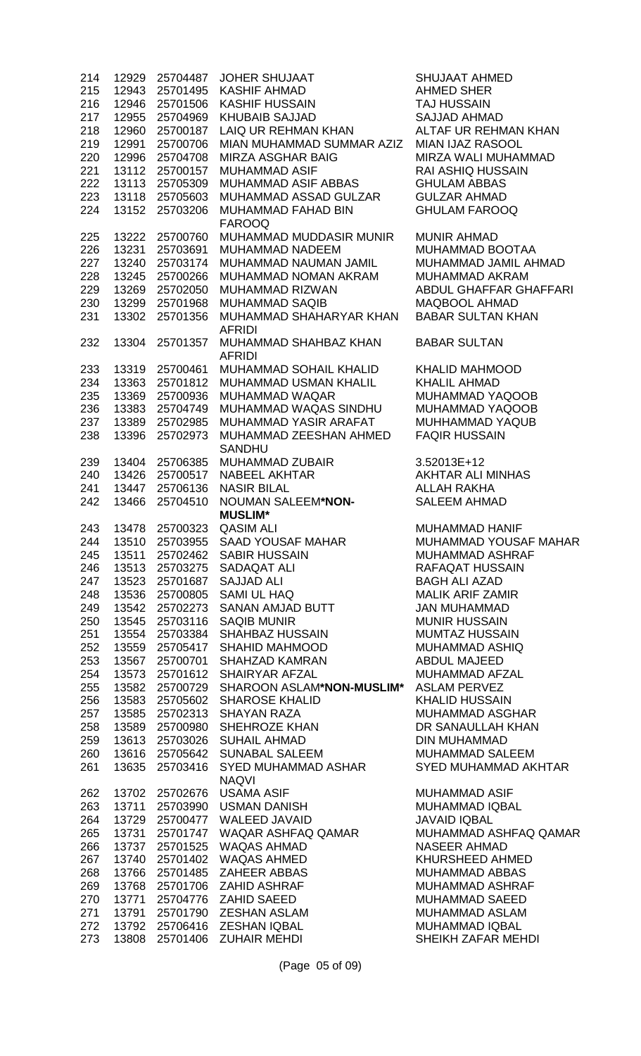| | | | | |
|---|---|---|---|---|
| 214 | 12929 | 25704487 | JOHER SHUJAAT | SHUJAAT AHMED |
| 215 | 12943 | 25701495 | KASHIF AHMAD | AHMED SHER |
| 216 | 12946 | 25701506 | KASHIF HUSSAIN | TAJ HUSSAIN |
| 217 | 12955 | 25704969 | KHUBAIB SAJJAD | SAJJAD AHMAD |
| 218 | 12960 | 25700187 | LAIQ UR REHMAN KHAN | ALTAF UR REHMAN KHAN |
| 219 | 12991 | 25700706 | MIAN MUHAMMAD SUMMAR AZIZ | MIAN IJAZ RASOOL |
| 220 | 12996 | 25704708 | MIRZA ASGHAR BAIG | MIRZA WALI MUHAMMAD |
| 221 | 13112 | 25700157 | MUHAMMAD ASIF | RAI ASHIQ HUSSAIN |
| 222 | 13113 | 25705309 | MUHAMMAD ASIF ABBAS | GHULAM ABBAS |
| 223 | 13118 | 25705603 | MUHAMMAD ASSAD GULZAR | GULZAR AHMAD |
| 224 | 13152 | 25703206 | MUHAMMAD FAHAD BIN FAROOQ | GHULAM FAROOQ |
| 225 | 13222 | 25700760 | MUHAMMAD MUDDASIR MUNIR | MUNIR AHMAD |
| 226 | 13231 | 25703691 | MUHAMMAD NADEEM | MUHAMMAD BOOTAA |
| 227 | 13240 | 25703174 | MUHAMMAD NAUMAN JAMIL | MUHAMMAD JAMIL AHMAD |
| 228 | 13245 | 25700266 | MUHAMMAD NOMAN AKRAM | MUHAMMAD AKRAM |
| 229 | 13269 | 25702050 | MUHAMMAD RIZWAN | ABDUL GHAFFAR GHAFFARI |
| 230 | 13299 | 25701968 | MUHAMMAD SAQIB | MAQBOOL AHMAD |
| 231 | 13302 | 25701356 | MUHAMMAD SHAHARYAR KHAN AFRIDI | BABAR SULTAN KHAN |
| 232 | 13304 | 25701357 | MUHAMMAD SHAHBAZ KHAN AFRIDI | BABAR SULTAN |
| 233 | 13319 | 25700461 | MUHAMMAD SOHAIL KHALID | KHALID MAHMOOD |
| 234 | 13363 | 25701812 | MUHAMMAD USMAN KHALIL | KHALIL AHMAD |
| 235 | 13369 | 25700936 | MUHAMMAD WAQAR | MUHAMMAD YAQOOB |
| 236 | 13383 | 25704749 | MUHAMMAD WAQAS SINDHU | MUHAMMAD YAQOOB |
| 237 | 13389 | 25702985 | MUHAMMAD YASIR ARAFAT | MUHHAMMAD YAQUB |
| 238 | 13396 | 25702973 | MUHAMMAD ZEESHAN AHMED SANDHU | FAQIR HUSSAIN |
| 239 | 13404 | 25706385 | MUHAMMAD ZUBAIR | 3.52013E+12 |
| 240 | 13426 | 25700517 | NABEEL AKHTAR | AKHTAR ALI MINHAS |
| 241 | 13447 | 25706136 | NASIR BILAL | ALLAH RAKHA |
| 242 | 13466 | 25704510 | NOUMAN SALEEM**\*NON-MUSLIM\*** | SALEEM AHMAD |
| 243 | 13478 | 25700323 | QASIM ALI | MUHAMMAD HANIF |
| 244 | 13510 | 25703955 | SAAD YOUSAF MAHAR | MUHAMMAD YOUSAF MAHAR |
| 245 | 13511 | 25702462 | SABIR HUSSAIN | MUHAMMAD ASHRAF |
| 246 | 13513 | 25703275 | SADAQAT ALI | RAFAQAT HUSSAIN |
| 247 | 13523 | 25701687 | SAJJAD ALI | BAGH ALI AZAD |
| 248 | 13536 | 25700805 | SAMI UL HAQ | MALIK ARIF ZAMIR |
| 249 | 13542 | 25702273 | SANAN AMJAD BUTT | JAN MUHAMMAD |
| 250 | 13545 | 25703116 | SAQIB MUNIR | MUNIR HUSSAIN |
| 251 | 13554 | 25703384 | SHAHBAZ HUSSAIN | MUMTAZ HUSSAIN |
| 252 | 13559 | 25705417 | SHAHID MAHMOOD | MUHAMMAD ASHIQ |
| 253 | 13567 | 25700701 | SHAHZAD KAMRAN | ABDUL MAJEED |
| 254 | 13573 | 25701612 | SHAIRYAR AFZAL | MUHAMMAD AFZAL |
| 255 | 13582 | 25700729 | SHAROON ASLAM**\*NON-MUSLIM\*** | ASLAM PERVEZ |
| 256 | 13583 | 25705602 | SHAROSE KHALID | KHALID HUSSAIN |
| 257 | 13585 | 25702313 | SHAYAN RAZA | MUHAMMAD ASGHAR |
| 258 | 13589 | 25700980 | SHEHROZE KHAN | DR SANAULLAH KHAN |
| 259 | 13613 | 25703026 | SUHAIL AHMAD | DIN MUHAMMAD |
| 260 | 13616 | 25705642 | SUNABAL SALEEM | MUHAMMAD SALEEM |
| 261 | 13635 | 25703416 | SYED MUHAMMAD ASHAR NAQVI | SYED MUHAMMAD AKHTAR |
| 262 | 13702 | 25702676 | USAMA ASIF | MUHAMMAD ASIF |
| 263 | 13711 | 25703990 | USMAN DANISH | MUHAMMAD IQBAL |
| 264 | 13729 | 25700477 | WALEED JAVAID | JAVAID IQBAL |
| 265 | 13731 | 25701747 | WAQAR ASHFAQ QAMAR | MUHAMMAD ASHFAQ QAMAR |
| 266 | 13737 | 25701525 | WAQAS AHMAD | NASEER AHMAD |
| 267 | 13740 | 25701402 | WAQAS AHMED | KHURSHEED AHMED |
| 268 | 13766 | 25701485 | ZAHEER ABBAS | MUHAMMAD ABBAS |
| 269 | 13768 | 25701706 | ZAHID ASHRAF | MUHAMMAD ASHRAF |
| 270 | 13771 | 25704776 | ZAHID SAEED | MUHAMMAD SAEED |
| 271 | 13791 | 25701790 | ZESHAN ASLAM | MUHAMMAD ASLAM |
| 272 | 13792 | 25706416 | ZESHAN IQBAL | MUHAMMAD IQBAL |
| 273 | 13808 | 25701406 | ZUHAIR MEHDI | SHEIKH ZAFAR MEHDI |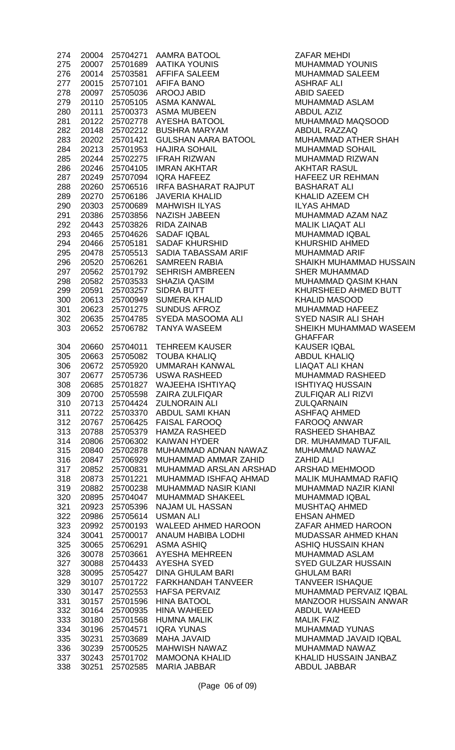| | | | | |
|---|---|---|---|---|
| 274 | 20004 | 25704271 | AAMRA BATOOL | ZAFAR MEHDI |
| 275 | 20007 | 25701689 | AATIKA YOUNIS | MUHAMMAD YOUNIS |
| 276 | 20014 | 25703581 | AFFIFA SALEEM | MUHAMMAD SALEEM |
| 277 | 20015 | 25707101 | AFIFA BANO | ASHRAF ALI |
| 278 | 20097 | 25705036 | AROOJ ABID | ABID SAEED |
| 279 | 20110 | 25705105 | ASMA KANWAL | MUHAMMAD ASLAM |
| 280 | 20111 | 25700373 | ASMA MUBEEN | ABDUL AZIZ |
| 281 | 20122 | 25702778 | AYESHA BATOOL | MUHAMMAD MAQSOOD |
| 282 | 20148 | 25702212 | BUSHRA MARYAM | ABDUL RAZZAQ |
| 283 | 20202 | 25701421 | GULSHAN AARA BATOOL | MUHAMMAD ATHER SHAH |
| 284 | 20213 | 25701953 | HAJIRA SOHAIL | MUHAMMAD SOHAIL |
| 285 | 20244 | 25702275 | IFRAH RIZWAN | MUHAMMAD RIZWAN |
| 286 | 20246 | 25704105 | IMRAN AKHTAR | AKHTAR RASUL |
| 287 | 20249 | 25707094 | IQRA HAFEEZ | HAFEEZ UR REHMAN |
| 288 | 20260 | 25706516 | IRFA BASHARAT RAJPUT | BASHARAT ALI |
| 289 | 20270 | 25706186 | JAVERIA KHALID | KHALID AZEEM CH |
| 290 | 20303 | 25700689 | MAHWISH ILYAS | ILYAS AHMAD |
| 291 | 20386 | 25703856 | NAZISH JABEEN | MUHAMMAD AZAM NAZ |
| 292 | 20443 | 25703826 | RIDA ZAINAB | MALIK LIAQAT ALI |
| 293 | 20465 | 25704626 | SADAF IQBAL | MUHAMMAD IQBAL |
| 294 | 20466 | 25705181 | SADAF KHURSHID | KHURSHID AHMED |
| 295 | 20478 | 25705513 | SADIA TABASSAM ARIF | MUHAMMAD ARIF |
| 296 | 20520 | 25706261 | SAMREEN RABIA | SHAIKH MUHAMMAD HUSSAIN |
| 297 | 20562 | 25701792 | SEHRISH AMBREEN | SHER MUHAMMAD |
| 298 | 20582 | 25703533 | SHAZIA QASIM | MUHAMMAD QASIM KHAN |
| 299 | 20591 | 25703257 | SIDRA BUTT | KHURSHEED AHMED BUTT |
| 300 | 20613 | 25700949 | SUMERA KHALID | KHALID MASOOD |
| 301 | 20623 | 25701275 | SUNDUS AFROZ | MUHAMMAD HAFEEZ |
| 302 | 20635 | 25704785 | SYEDA MASOOMA ALI | SYED NASIR ALI SHAH |
| 303 | 20652 | 25706782 | TANYA WASEEM | SHEIKH MUHAMMAD WASEEM GHAFFAR |
| 304 | 20660 | 25704011 | TEHREEM KAUSER | KAUSER IQBAL |
| 305 | 20663 | 25705082 | TOUBA KHALIQ | ABDUL KHALIQ |
| 306 | 20672 | 25705920 | UMMARAH KANWAL | LIAQAT ALI KHAN |
| 307 | 20677 | 25705736 | USWA RASHEED | MUHAMMAD RASHEED |
| 308 | 20685 | 25701827 | WAJEEHA ISHTIYAQ | ISHTIYAQ HUSSAIN |
| 309 | 20700 | 25705598 | ZAIRA ZULFIQAR | ZULFIQAR ALI RIZVI |
| 310 | 20713 | 25704424 | ZULNORAIN ALI | ZULQARNAIN |
| 311 | 20722 | 25703370 | ABDUL SAMI KHAN | ASHFAQ AHMED |
| 312 | 20767 | 25706425 | FAISAL FAROOQ | FAROOQ ANWAR |
| 313 | 20788 | 25705379 | HAMZA RASHEED | RASHEED SHAHBAZ |
| 314 | 20806 | 25706302 | KAIWAN HYDER | DR. MUHAMMAD TUFAIL |
| 315 | 20840 | 25702878 | MUHAMMAD ADNAN NAWAZ | MUHAMMAD NAWAZ |
| 316 | 20847 | 25706929 | MUHAMMAD AMMAR ZAHID | ZAHID ALI |
| 317 | 20852 | 25700831 | MUHAMMAD ARSLAN ARSHAD | ARSHAD MEHMOOD |
| 318 | 20873 | 25701221 | MUHAMMAD ISHFAQ AHMAD | MALIK MUHAMMAD RAFIQ |
| 319 | 20882 | 25700238 | MUHAMMAD NASIR KIANI | MUHAMMAD NAZIR KIANI |
| 320 | 20895 | 25704047 | MUHAMMAD SHAKEEL | MUHAMMAD IQBAL |
| 321 | 20923 | 25705396 | NAJAM UL HASSAN | MUSHTAQ AHMED |
| 322 | 20986 | 25705614 | USMAN ALI | EHSAN AHMED |
| 323 | 20992 | 25700193 | WALEED AHMED HAROON | ZAFAR AHMED HAROON |
| 324 | 30041 | 25700017 | ANAUM HABIBA LODHI | MUDASSAR AHMED KHAN |
| 325 | 30065 | 25706291 | ASMA ASHIQ | ASHIQ HUSSAIN KHAN |
| 326 | 30078 | 25703661 | AYESHA MEHREEN | MUHAMMAD ASLAM |
| 327 | 30088 | 25704433 | AYESHA SYED | SYED GULZAR HUSSAIN |
| 328 | 30095 | 25705427 | DINA GHULAM BARI | GHULAM BARI |
| 329 | 30107 | 25701722 | FARKHANDAH TANVEER | TANVEER ISHAQUE |
| 330 | 30147 | 25702553 | HAFSA PERVAIZ | MUHAMMAD PERVAIZ IQBAL |
| 331 | 30157 | 25701596 | HINA BATOOL | MANZOOR HUSSAIN ANWAR |
| 332 | 30164 | 25700935 | HINA WAHEED | ABDUL WAHEED |
| 333 | 30180 | 25701568 | HUMNA MALIK | MALIK FAIZ |
| 334 | 30196 | 25704571 | IQRA YUNAS | MUHAMMAD YUNAS |
| 335 | 30231 | 25703689 | MAHA JAVAID | MUHAMMAD JAVAID IQBAL |
| 336 | 30239 | 25700525 | MAHWISH NAWAZ | MUHAMMAD NAWAZ |
| 337 | 30243 | 25701702 | MAMOONA KHALID | KHALID HUSSAIN JANBAZ |
| 338 | 30251 | 25702585 | MARIA JABBAR | ABDUL JABBAR |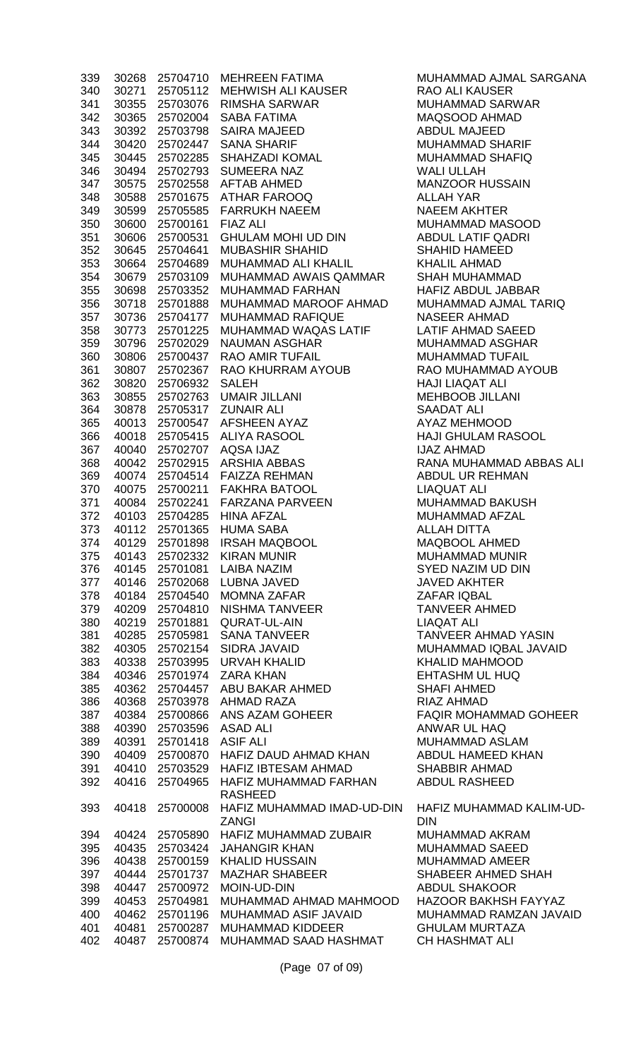| | | | | |
|---|---|---|---|---|
| 339 | 30268 | 25704710 | MEHREEN FATIMA | MUHAMMAD AJMAL SARGANA |
| 340 | 30271 | 25705112 | MEHWISH ALI KAUSER | RAO ALI KAUSER |
| 341 | 30355 | 25703076 | RIMSHA SARWAR | MUHAMMAD SARWAR |
| 342 | 30365 | 25702004 | SABA FATIMA | MAQSOOD AHMAD |
| 343 | 30392 | 25703798 | SAIRA MAJEED | ABDUL MAJEED |
| 344 | 30420 | 25702447 | SANA SHARIF | MUHAMMAD SHARIF |
| 345 | 30445 | 25702285 | SHAHZADI KOMAL | MUHAMMAD SHAFIQ |
| 346 | 30494 | 25702793 | SUMEERA NAZ | WALI ULLAH |
| 347 | 30575 | 25702558 | AFTAB AHMED | MANZOOR HUSSAIN |
| 348 | 30588 | 25701675 | ATHAR FAROOQ | ALLAH YAR |
| 349 | 30599 | 25705585 | FARRUKH NAEEM | NAEEM AKHTER |
| 350 | 30600 | 25700161 | FIAZ ALI | MUHAMMAD MASOOD |
| 351 | 30606 | 25700531 | GHULAM MOHI UD DIN | ABDUL LATIF QADRI |
| 352 | 30645 | 25704641 | MUBASHIR SHAHID | SHAHID HAMEED |
| 353 | 30664 | 25704689 | MUHAMMAD ALI KHALIL | KHALIL AHMAD |
| 354 | 30679 | 25703109 | MUHAMMAD AWAIS QAMMAR | SHAH MUHAMMAD |
| 355 | 30698 | 25703352 | MUHAMMAD FARHAN | HAFIZ ABDUL JABBAR |
| 356 | 30718 | 25701888 | MUHAMMAD MAROOF AHMAD | MUHAMMAD AJMAL TARIQ |
| 357 | 30736 | 25704177 | MUHAMMAD RAFIQUE | NASEER AHMAD |
| 358 | 30773 | 25701225 | MUHAMMAD WAQAS LATIF | LATIF AHMAD SAEED |
| 359 | 30796 | 25702029 | NAUMAN ASGHAR | MUHAMMAD ASGHAR |
| 360 | 30806 | 25700437 | RAO AMIR TUFAIL | MUHAMMAD TUFAIL |
| 361 | 30807 | 25702367 | RAO KHURRAM AYOUB | RAO MUHAMMAD AYOUB |
| 362 | 30820 | 25706932 | SALEH | HAJI LIAQAT ALI |
| 363 | 30855 | 25702763 | UMAIR JILLANI | MEHBOOB JILLANI |
| 364 | 30878 | 25705317 | ZUNAIR ALI | SAADAT ALI |
| 365 | 40013 | 25700547 | AFSHEEN AYAZ | AYAZ MEHMOOD |
| 366 | 40018 | 25705415 | ALIYA RASOOL | HAJI GHULAM RASOOL |
| 367 | 40040 | 25702707 | AQSA IJAZ | IJAZ AHMAD |
| 368 | 40042 | 25702915 | ARSHIA ABBAS | RANA MUHAMMAD ABBAS ALI |
| 369 | 40074 | 25704514 | FAIZZA REHMAN | ABDUL UR REHMAN |
| 370 | 40075 | 25700211 | FAKHRA BATOOL | LIAQUAT ALI |
| 371 | 40084 | 25702241 | FARZANA PARVEEN | MUHAMMAD BAKUSH |
| 372 | 40103 | 25704285 | HINA AFZAL | MUHAMMAD AFZAL |
| 373 | 40112 | 25701365 | HUMA SABA | ALLAH DITTA |
| 374 | 40129 | 25701898 | IRSAH MAQBOOL | MAQBOOL AHMED |
| 375 | 40143 | 25702332 | KIRAN MUNIR | MUHAMMAD MUNIR |
| 376 | 40145 | 25701081 | LAIBA NAZIM | SYED NAZIM UD DIN |
| 377 | 40146 | 25702068 | LUBNA JAVED | JAVED AKHTER |
| 378 | 40184 | 25704540 | MOMNA ZAFAR | ZAFAR IQBAL |
| 379 | 40209 | 25704810 | NISHMA TANVEER | TANVEER AHMED |
| 380 | 40219 | 25701881 | QURAT-UL-AIN | LIAQAT ALI |
| 381 | 40285 | 25705981 | SANA TANVEER | TANVEER AHMAD YASIN |
| 382 | 40305 | 25702154 | SIDRA JAVAID | MUHAMMAD IQBAL JAVAID |
| 383 | 40338 | 25703995 | URVAH KHALID | KHALID MAHMOOD |
| 384 | 40346 | 25701974 | ZARA KHAN | EHTASHM UL HUQ |
| 385 | 40362 | 25704457 | ABU BAKAR AHMED | SHAFI AHMED |
| 386 | 40368 | 25703978 | AHMAD RAZA | RIAZ AHMAD |
| 387 | 40384 | 25700866 | ANS AZAM GOHEER | FAQIR MOHAMMAD GOHEER |
| 388 | 40390 | 25703596 | ASAD ALI | ANWAR UL HAQ |
| 389 | 40391 | 25701418 | ASIF ALI | MUHAMMAD ASLAM |
| 390 | 40409 | 25700870 | HAFIZ DAUD AHMAD KHAN | ABDUL HAMEED KHAN |
| 391 | 40410 | 25703529 | HAFIZ IBTESAM AHMAD | SHABBIR AHMAD |
| 392 | 40416 | 25704965 | HAFIZ MUHAMMAD FARHAN RASHEED | ABDUL RASHEED |
| 393 | 40418 | 25700008 | HAFIZ MUHAMMAD IMAD-UD-DIN ZANGI | HAFIZ MUHAMMAD KALIM-UD-DIN |
| 394 | 40424 | 25705890 | HAFIZ MUHAMMAD ZUBAIR | MUHAMMAD AKRAM |
| 395 | 40435 | 25703424 | JAHANGIR KHAN | MUHAMMAD SAEED |
| 396 | 40438 | 25700159 | KHALID HUSSAIN | MUHAMMAD AMEER |
| 397 | 40444 | 25701737 | MAZHAR SHABEER | SHABEER AHMED SHAH |
| 398 | 40447 | 25700972 | MOIN-UD-DIN | ABDUL SHAKOOR |
| 399 | 40453 | 25704981 | MUHAMMAD AHMAD MAHMOOD | HAZOOR BAKHSH FAYYAZ |
| 400 | 40462 | 25701196 | MUHAMMAD ASIF JAVAID | MUHAMMAD RAMZAN JAVAID |
| 401 | 40481 | 25700287 | MUHAMMAD KIDDEER | GHULAM MURTAZA |
| 402 | 40487 | 25700874 | MUHAMMAD SAAD HASHMAT | CH HASHMAT ALI |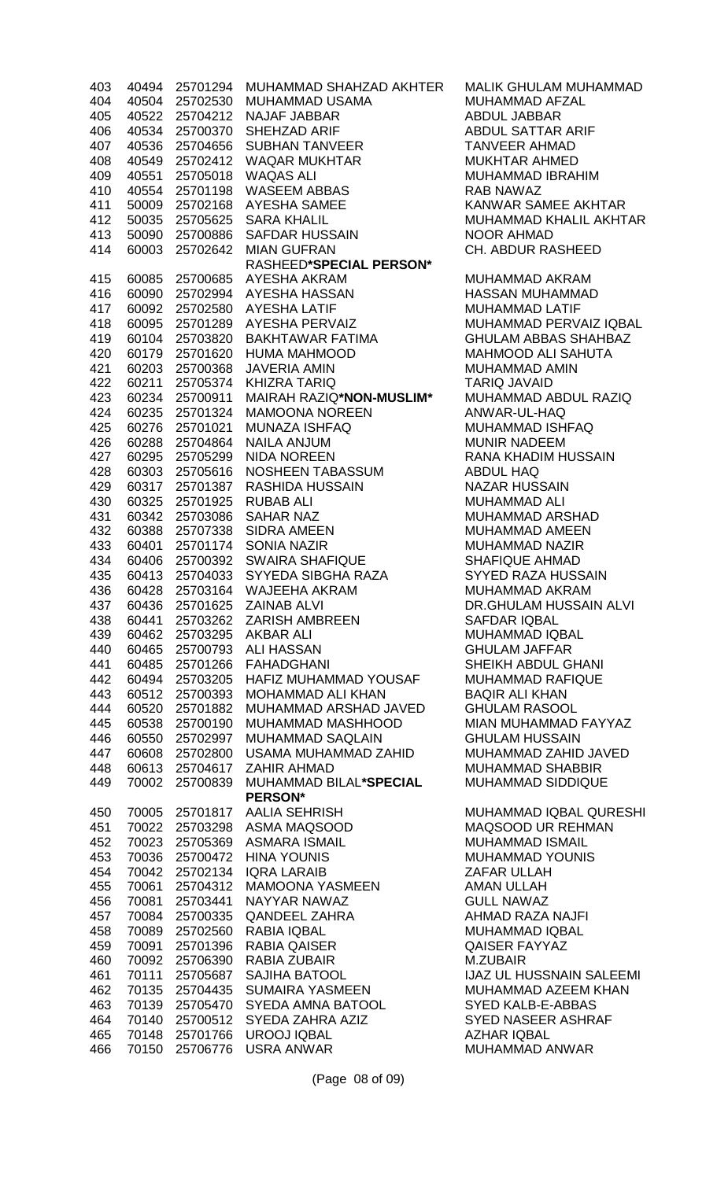| | | | | |
|---|---|---|---|---|
| 403 | 40494 | 25701294 | MUHAMMAD SHAHZAD AKHTER | MALIK GHULAM MUHAMMAD |
| 404 | 40504 | 25702530 | MUHAMMAD USAMA | MUHAMMAD AFZAL |
| 405 | 40522 | 25704212 | NAJAF JABBAR | ABDUL JABBAR |
| 406 | 40534 | 25700370 | SHEHZAD ARIF | ABDUL SATTAR ARIF |
| 407 | 40536 | 25704656 | SUBHAN TANVEER | TANVEER AHMAD |
| 408 | 40549 | 25702412 | WAQAR MUKHTAR | MUKHTAR AHMED |
| 409 | 40551 | 25705018 | WAQAS ALI | MUHAMMAD IBRAHIM |
| 410 | 40554 | 25701198 | WASEEM ABBAS | RAB NAWAZ |
| 411 | 50009 | 25702168 | AYESHA SAMEE | KANWAR SAMEE AKHTAR |
| 412 | 50035 | 25705625 | SARA KHALIL | MUHAMMAD KHALIL AKHTAR |
| 413 | 50090 | 25700886 | SAFDAR HUSSAIN | NOOR AHMAD |
| 414 | 60003 | 25702642 | MIAN GUFRAN RASHEED**\*SPECIAL PERSON\*** | CH. ABDUR RASHEED |
| 415 | 60085 | 25700685 | AYESHA AKRAM | MUHAMMAD AKRAM |
| 416 | 60090 | 25702994 | AYESHA HASSAN | HASSAN MUHAMMAD |
| 417 | 60092 | 25702580 | AYESHA LATIF | MUHAMMAD LATIF |
| 418 | 60095 | 25701289 | AYESHA PERVAIZ | MUHAMMAD PERVAIZ IQBAL |
| 419 | 60104 | 25703820 | BAKHTAWAR FATIMA | GHULAM ABBAS SHAHBAZ |
| 420 | 60179 | 25701620 | HUMA MAHMOOD | MAHMOOD ALI SAHUTA |
| 421 | 60203 | 25700368 | JAVERIA AMIN | MUHAMMAD AMIN |
| 422 | 60211 | 25705374 | KHIZRA TARIQ | TARIQ JAVAID |
| 423 | 60234 | 25700911 | MAIRAH RAZIQ**\*NON-MUSLIM\*** | MUHAMMAD ABDUL RAZIQ |
| 424 | 60235 | 25701324 | MAMOONA NOREEN | ANWAR-UL-HAQ |
| 425 | 60276 | 25701021 | MUNAZA ISHFAQ | MUHAMMAD ISHFAQ |
| 426 | 60288 | 25704864 | NAILA ANJUM | MUNIR NADEEM |
| 427 | 60295 | 25705299 | NIDA NOREEN | RANA KHADIM HUSSAIN |
| 428 | 60303 | 25705616 | NOSHEEN TABASSUM | ABDUL HAQ |
| 429 | 60317 | 25701387 | RASHIDA HUSSAIN | NAZAR HUSSAIN |
| 430 | 60325 | 25701925 | RUBAB ALI | MUHAMMAD ALI |
| 431 | 60342 | 25703086 | SAHAR NAZ | MUHAMMAD ARSHAD |
| 432 | 60388 | 25707338 | SIDRA AMEEN | MUHAMMAD AMEEN |
| 433 | 60401 | 25701174 | SONIA NAZIR | MUHAMMAD NAZIR |
| 434 | 60406 | 25700392 | SWAIRA SHAFIQUE | SHAFIQUE AHMAD |
| 435 | 60413 | 25704033 | SYYEDA SIBGHA RAZA | SYYED RAZA HUSSAIN |
| 436 | 60428 | 25703164 | WAJEEHA AKRAM | MUHAMMAD AKRAM |
| 437 | 60436 | 25701625 | ZAINAB ALVI | DR.GHULAM HUSSAIN ALVI |
| 438 | 60441 | 25703262 | ZARISH AMBREEN | SAFDAR IQBAL |
| 439 | 60462 | 25703295 | AKBAR ALI | MUHAMMAD IQBAL |
| 440 | 60465 | 25700793 | ALI HASSAN | GHULAM JAFFAR |
| 441 | 60485 | 25701266 | FAHADGHANI | SHEIKH ABDUL GHANI |
| 442 | 60494 | 25703205 | HAFIZ MUHAMMAD YOUSAF | MUHAMMAD RAFIQUE |
| 443 | 60512 | 25700393 | MOHAMMAD ALI KHAN | BAQIR ALI KHAN |
| 444 | 60520 | 25701882 | MUHAMMAD ARSHAD JAVED | GHULAM RASOOL |
| 445 | 60538 | 25700190 | MUHAMMAD MASHHOOD | MIAN MUHAMMAD FAYYAZ |
| 446 | 60550 | 25702997 | MUHAMMAD SAQLAIN | GHULAM HUSSAIN |
| 447 | 60608 | 25702800 | USAMA MUHAMMAD ZAHID | MUHAMMAD ZAHID JAVED |
| 448 | 60613 | 25704617 | ZAHIR AHMAD | MUHAMMAD SHABBIR |
| 449 | 70002 | 25700839 | MUHAMMAD BILAL**\*SPECIAL PERSON\*** | MUHAMMAD SIDDIQUE |
| 450 | 70005 | 25701817 | AALIA SEHRISH | MUHAMMAD IQBAL QURESHI |
| 451 | 70022 | 25703298 | ASMA MAQSOOD | MAQSOOD UR REHMAN |
| 452 | 70023 | 25705369 | ASMARA ISMAIL | MUHAMMAD ISMAIL |
| 453 | 70036 | 25700472 | HINA YOUNIS | MUHAMMAD YOUNIS |
| 454 | 70042 | 25702134 | IQRA LARAIB | ZAFAR ULLAH |
| 455 | 70061 | 25704312 | MAMOONA YASMEEN | AMAN ULLAH |
| 456 | 70081 | 25703441 | NAYYAR NAWAZ | GULL NAWAZ |
| 457 | 70084 | 25700335 | QANDEEL ZAHRA | AHMAD RAZA NAJFI |
| 458 | 70089 | 25702560 | RABIA IQBAL | MUHAMMAD IQBAL |
| 459 | 70091 | 25701396 | RABIA QAISER | QAISER FAYYAZ |
| 460 | 70092 | 25706390 | RABIA ZUBAIR | M.ZUBAIR |
| 461 | 70111 | 25705687 | SAJIHA BATOOL | IJAZ UL HUSSNAIN SALEEMI |
| 462 | 70135 | 25704435 | SUMAIRA YASMEEN | MUHAMMAD AZEEM KHAN |
| 463 | 70139 | 25705470 | SYEDA AMNA BATOOL | SYED KALB-E-ABBAS |
| 464 | 70140 | 25700512 | SYEDA ZAHRA AZIZ | SYED NASEER ASHRAF |
| 465 | 70148 | 25701766 | UROOJ IQBAL | AZHAR IQBAL |
| 466 | 70150 | 25706776 | USRA ANWAR | MUHAMMAD ANWAR |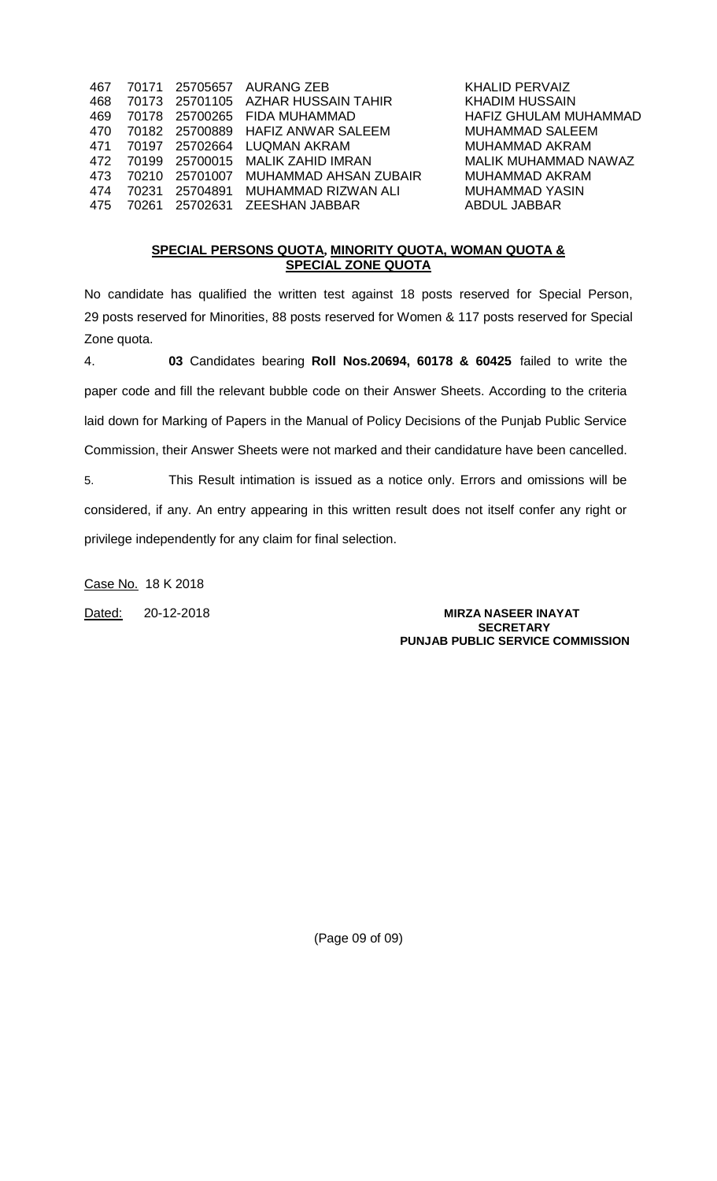| | | | | |
|---|---|---|---|---|
| 467 | 70171 | 25705657 | AURANG ZEB | KHALID PERVAIZ |
| 468 | 70173 | 25701105 | AZHAR HUSSAIN TAHIR | KHADIM HUSSAIN |
| 469 | 70178 | 25700265 | FIDA MUHAMMAD | HAFIZ GHULAM MUHAMMAD |
| 470 | 70182 | 25700889 | HAFIZ ANWAR SALEEM | MUHAMMAD SALEEM |
| 471 | 70197 | 25702664 | LUQMAN AKRAM | MUHAMMAD AKRAM |
| 472 | 70199 | 25700015 | MALIK ZAHID IMRAN | MALIK MUHAMMAD NAWAZ |
| 473 | 70210 | 25701007 | MUHAMMAD AHSAN ZUBAIR | MUHAMMAD AKRAM |
| 474 | 70231 | 25704891 | MUHAMMAD RIZWAN ALI | MUHAMMAD YASIN |
| 475 | 70261 | 25702631 | ZEESHAN JABBAR | ABDUL JABBAR |

**SPECIAL PERSONS QUOTA, MINORITY QUOTA, WOMAN QUOTA & SPECIAL ZONE QUOTA**

No candidate has qualified the written test against 18 posts reserved for Special Person, 29 posts reserved for Minorities, 88 posts reserved for Women & 117 posts reserved for Special Zone quota.

4. **03** Candidates bearing **Roll Nos.20694, 60178 & 60425** failed to write the paper code and fill the relevant bubble code on their Answer Sheets. According to the criteria laid down for Marking of Papers in the Manual of Policy Decisions of the Punjab Public Service Commission, their Answer Sheets were not marked and their candidature have been cancelled.

5. This Result intimation is issued as a notice only. Errors and omissions will be considered, if any. An entry appearing in this written result does not itself confer any right or privilege independently for any claim for final selection.

Case No. 18 K 2018

Dated: 20-12-2018

**MIRZA NASEER INAYAT**
**SECRETARY**
**PUNJAB PUBLIC SERVICE COMMISSION**